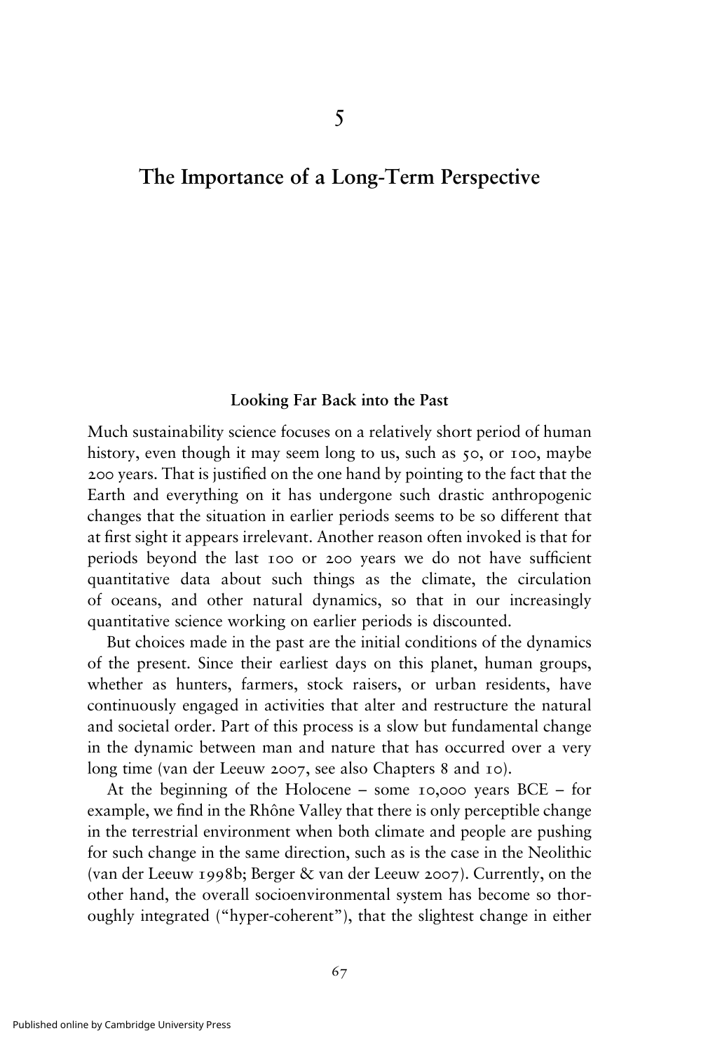# 5

# The Importance of a Long-Term Perspective

## Looking Far Back into the Past

Much sustainability science focuses on a relatively short period of human history, even though it may seem long to us, such as 50, or 100, maybe 200 years. That is justified on the one hand by pointing to the fact that the Earth and everything on it has undergone such drastic anthropogenic changes that the situation in earlier periods seems to be so different that at first sight it appears irrelevant. Another reason often invoked is that for periods beyond the last 100 or 200 years we do not have sufficient quantitative data about such things as the climate, the circulation of oceans, and other natural dynamics, so that in our increasingly quantitative science working on earlier periods is discounted.

But choices made in the past are the initial conditions of the dynamics of the present. Since their earliest days on this planet, human groups, whether as hunters, farmers, stock raisers, or urban residents, have continuously engaged in activities that alter and restructure the natural and societal order. Part of this process is a slow but fundamental change in the dynamic between man and nature that has occurred over a very long time (van der Leeuw 2007, see also Chapters 8 and 10).

At the beginning of the Holocene – some 10,000 years BCE – for example, we find in the Rhône Valley that there is only perceptible change in the terrestrial environment when both climate and people are pushing for such change in the same direction, such as is the case in the Neolithic (van der Leeuw 1998b; Berger & van der Leeuw 2007). Currently, on the other hand, the overall socioenvironmental system has become so thoroughly integrated ("hyper-coherent"), that the slightest change in either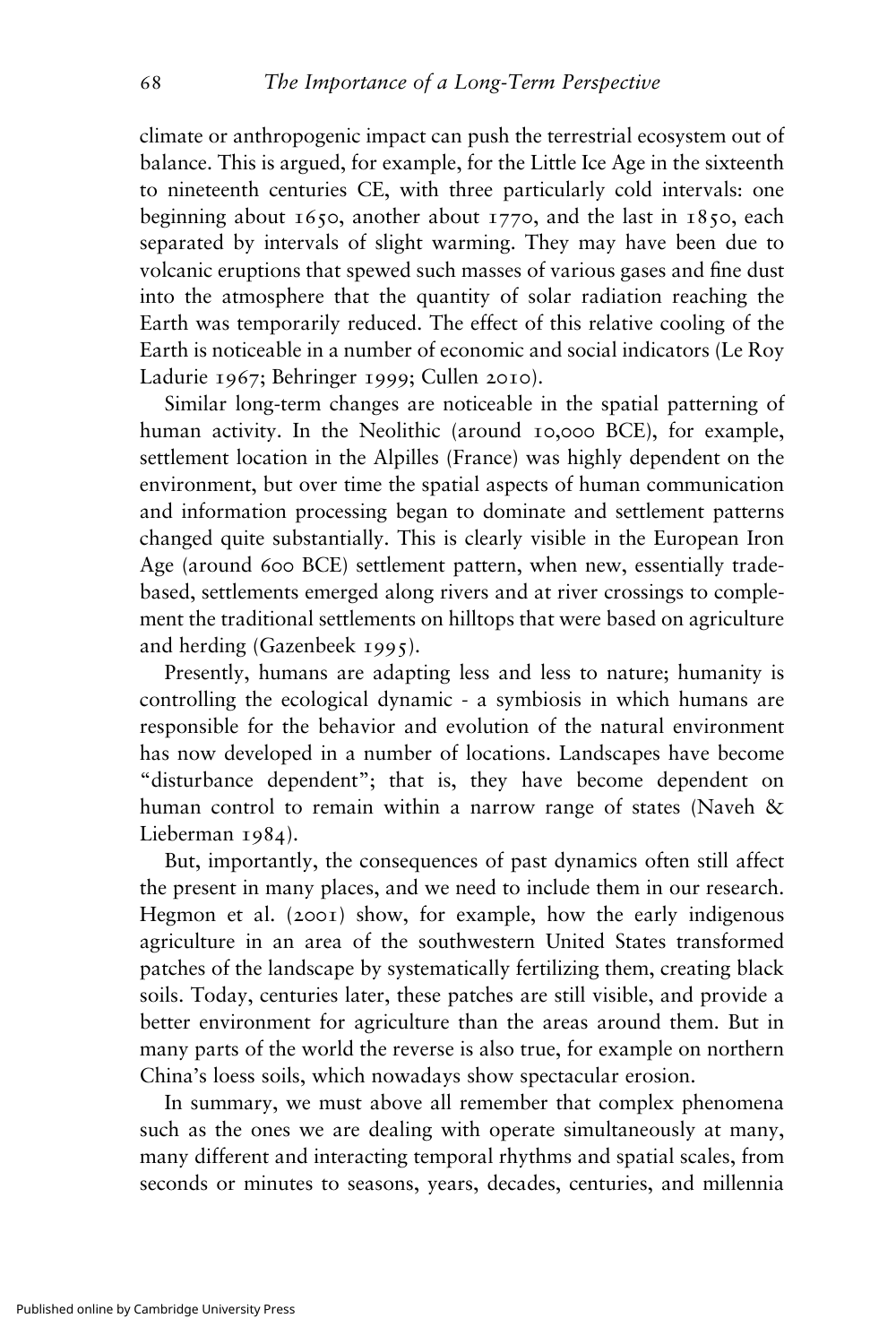climate or anthropogenic impact can push the terrestrial ecosystem out of balance. This is argued, for example, for the Little Ice Age in the sixteenth to nineteenth centuries CE, with three particularly cold intervals: one beginning about 1650, another about 1770, and the last in 1850, each separated by intervals of slight warming. They may have been due to volcanic eruptions that spewed such masses of various gases and fine dust into the atmosphere that the quantity of solar radiation reaching the Earth was temporarily reduced. The effect of this relative cooling of the Earth is noticeable in a number of economic and social indicators (Le Roy Ladurie 1967; Behringer 1999; Cullen 2010).

Similar long-term changes are noticeable in the spatial patterning of human activity. In the Neolithic (around 10,000 BCE), for example, settlement location in the Alpilles (France) was highly dependent on the environment, but over time the spatial aspects of human communication and information processing began to dominate and settlement patterns changed quite substantially. This is clearly visible in the European Iron Age (around 600 BCE) settlement pattern, when new, essentially trade-based, settlements emerged along rivers and at river crossings to complement the traditional settlements on hilltops that were based on agriculture and herding (Gazenbeek 1995).

Presently, humans are adapting less and less to nature; humanity is controlling the ecological dynamic - a symbiosis in which humans are responsible for the behavior and evolution of the natural environment has now developed in a number of locations. Landscapes have become "disturbance dependent"; that is, they have become dependent on human control to remain within a narrow range of states (Naveh & Lieberman 1984).

But, importantly, the consequences of past dynamics often still affect the present in many places, and we need to include them in our research. Hegmon et al. (2001) show, for example, how the early indigenous agriculture in an area of the southwestern United States transformed patches of the landscape by systematically fertilizing them, creating black soils. Today, centuries later, these patches are still visible, and provide a better environment for agriculture than the areas around them. But in many parts of the world the reverse is also true, for example on northern China's loess soils, which nowadays show spectacular erosion.

In summary, we must above all remember that complex phenomena such as the ones we are dealing with operate simultaneously at many, many different and interacting temporal rhythms and spatial scales, from seconds or minutes to seasons, years, decades, centuries, and millennia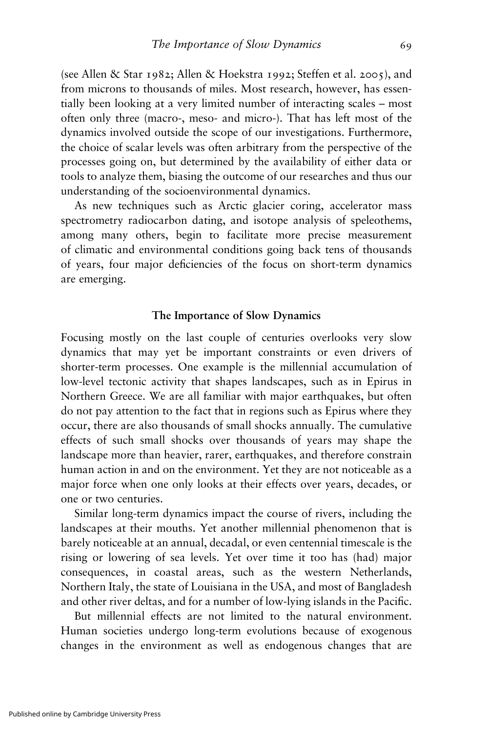(see Allen & Star 1982; Allen & Hoekstra 1992; Steffen et al. 2005), and from microns to thousands of miles. Most research, however, has essentially been looking at a very limited number of interacting scales – most often only three (macro-, meso- and micro-). That has left most of the dynamics involved outside the scope of our investigations. Furthermore, the choice of scalar levels was often arbitrary from the perspective of the processes going on, but determined by the availability of either data or tools to analyze them, biasing the outcome of our researches and thus our understanding of the socioenvironmental dynamics.

As new techniques such as Arctic glacier coring, accelerator mass spectrometry radiocarbon dating, and isotope analysis of speleothems, among many others, begin to facilitate more precise measurement of climatic and environmental conditions going back tens of thousands of years, four major deficiencies of the focus on short-term dynamics are emerging.

## The Importance of Slow Dynamics

Focusing mostly on the last couple of centuries overlooks very slow dynamics that may yet be important constraints or even drivers of shorter-term processes. One example is the millennial accumulation of low-level tectonic activity that shapes landscapes, such as in Epirus in Northern Greece. We are all familiar with major earthquakes, but often do not pay attention to the fact that in regions such as Epirus where they occur, there are also thousands of small shocks annually. The cumulative effects of such small shocks over thousands of years may shape the landscape more than heavier, rarer, earthquakes, and therefore constrain human action in and on the environment. Yet they are not noticeable as a major force when one only looks at their effects over years, decades, or one or two centuries.

Similar long-term dynamics impact the course of rivers, including the landscapes at their mouths. Yet another millennial phenomenon that is barely noticeable at an annual, decadal, or even centennial timescale is the rising or lowering of sea levels. Yet over time it too has (had) major consequences, in coastal areas, such as the western Netherlands, Northern Italy, the state of Louisiana in the USA, and most of Bangladesh and other river deltas, and for a number of low-lying islands in the Pacific.

But millennial effects are not limited to the natural environment. Human societies undergo long-term evolutions because of exogenous changes in the environment as well as endogenous changes that are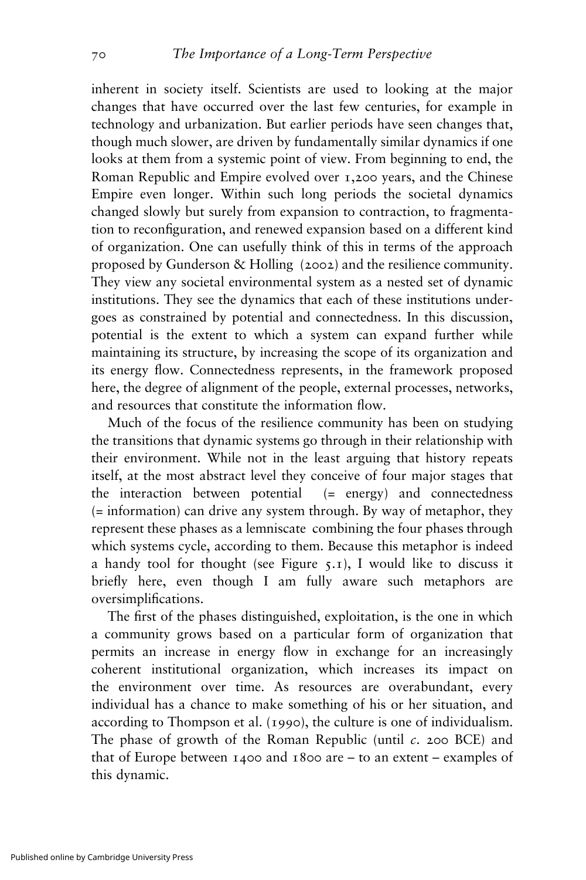inherent in society itself. Scientists are used to looking at the major changes that have occurred over the last few centuries, for example in technology and urbanization. But earlier periods have seen changes that, though much slower, are driven by fundamentally similar dynamics if one looks at them from a systemic point of view. From beginning to end, the Roman Republic and Empire evolved over 1,200 years, and the Chinese Empire even longer. Within such long periods the societal dynamics changed slowly but surely from expansion to contraction, to fragmentation to reconfiguration, and renewed expansion based on a different kind of organization. One can usefully think of this in terms of the approach proposed by Gunderson & Holling (2002) and the resilience community. They view any societal environmental system as a nested set of dynamic institutions. They see the dynamics that each of these institutions undergoes as constrained by potential and connectedness. In this discussion, potential is the extent to which a system can expand further while maintaining its structure, by increasing the scope of its organization and its energy flow. Connectedness represents, in the framework proposed here, the degree of alignment of the people, external processes, networks, and resources that constitute the information flow.

Much of the focus of the resilience community has been on studying the transitions that dynamic systems go through in their relationship with their environment. While not in the least arguing that history repeats itself, at the most abstract level they conceive of four major stages that the interaction between potential (= energy) and connectedness (= information) can drive any system through. By way of metaphor, they represent these phases as a lemniscate combining the four phases through which systems cycle, according to them. Because this metaphor is indeed a handy tool for thought (see Figure 5.1), I would like to discuss it briefly here, even though I am fully aware such metaphors are oversimplifications.

The first of the phases distinguished, exploitation, is the one in which a community grows based on a particular form of organization that permits an increase in energy flow in exchange for an increasingly coherent institutional organization, which increases its impact on the environment over time. As resources are overabundant, every individual has a chance to make something of his or her situation, and according to Thompson et al. (1990), the culture is one of individualism. The phase of growth of the Roman Republic (until *c.* 200 BCE) and that of Europe between 1400 and 1800 are – to an extent – examples of this dynamic.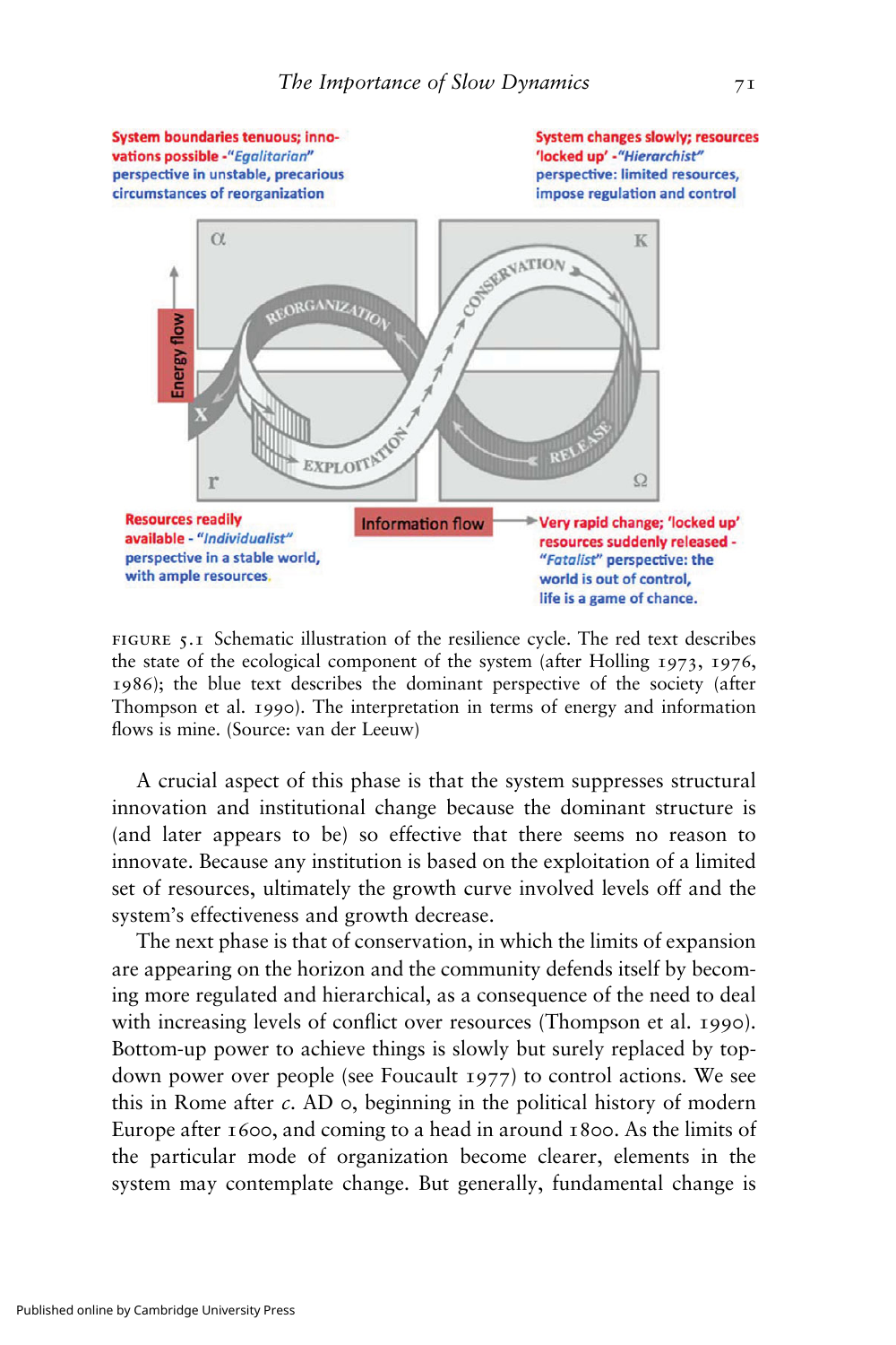System boundaries tenuous; innovations possible - *"Egalitarian"* perspective in unstable, precarious circumstances of reorganization

System changes slowly; resources 'locked up' - *"Hierarchist"* perspective: limited resources, impose regulation and control

Resources readily available - *"Individualist"* perspective in a stable world, with ample resources.

Very rapid change; 'locked up' resources suddenly released - *"Fatalist"* perspective: the world is out of control, life is a game of chance.

FIGURE 5.1 Schematic illustration of the resilience cycle. The red text describes the state of the ecological component of the system (after Holling 1973, 1976, 1986); the blue text describes the dominant perspective of the society (after Thompson et al. 1990). The interpretation in terms of energy and information flows is mine. (Source: van der Leeuw)

A crucial aspect of this phase is that the system suppresses structural innovation and institutional change because the dominant structure is (and later appears to be) so effective that there seems no reason to innovate. Because any institution is based on the exploitation of a limited set of resources, ultimately the growth curve involved levels off and the system's effectiveness and growth decrease.

The next phase is that of conservation, in which the limits of expansion are appearing on the horizon and the community defends itself by becoming more regulated and hierarchical, as a consequence of the need to deal with increasing levels of conflict over resources (Thompson et al. 1990). Bottom-up power to achieve things is slowly but surely replaced by top-down power over people (see Foucault 1977) to control actions. We see this in Rome after *c.* AD 0, beginning in the political history of modern Europe after 1600, and coming to a head in around 1800. As the limits of the particular mode of organization become clearer, elements in the system may contemplate change. But generally, fundamental change is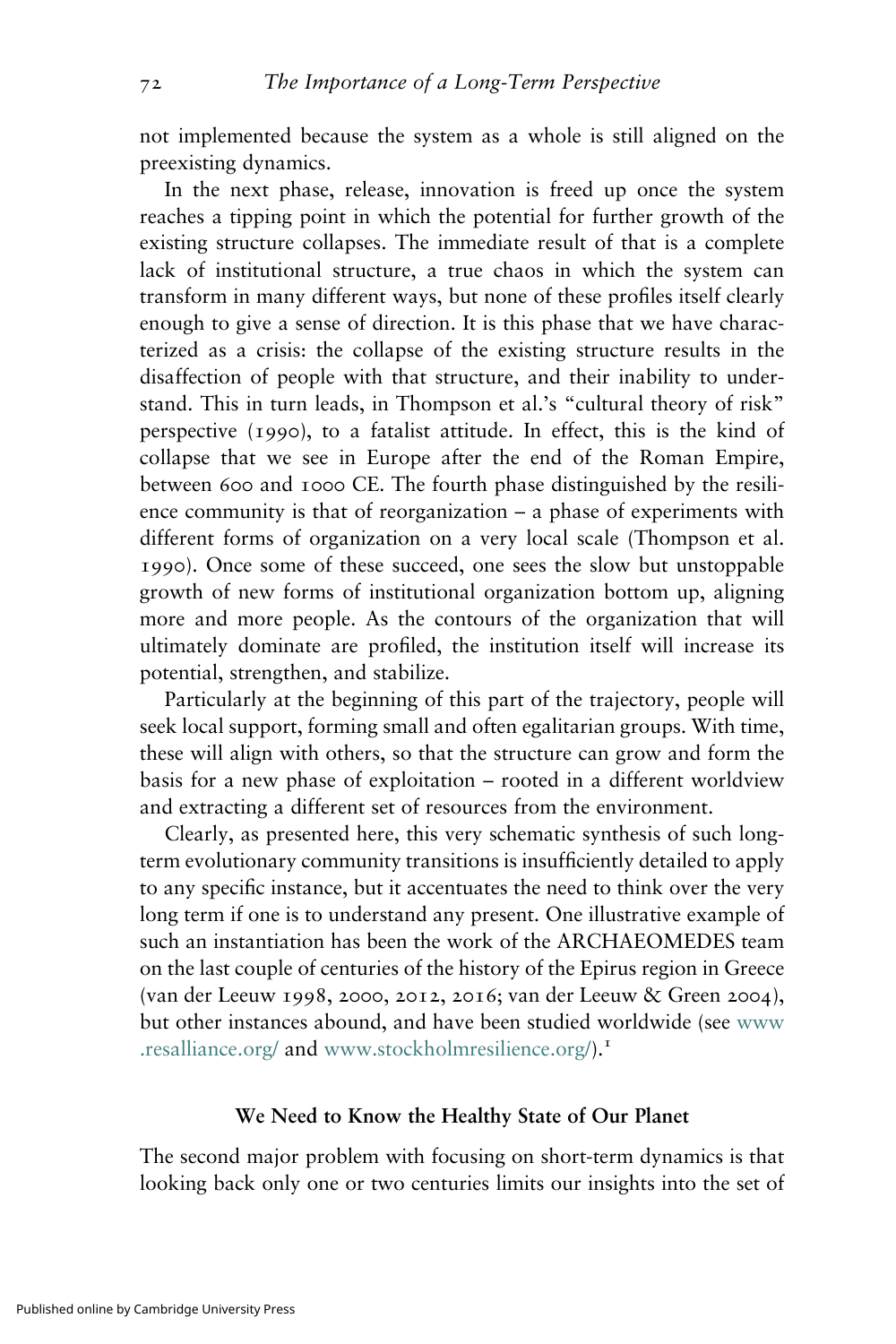not implemented because the system as a whole is still aligned on the preexisting dynamics.

In the next phase, release, innovation is freed up once the system reaches a tipping point in which the potential for further growth of the existing structure collapses. The immediate result of that is a complete lack of institutional structure, a true chaos in which the system can transform in many different ways, but none of these profiles itself clearly enough to give a sense of direction. It is this phase that we have characterized as a crisis: the collapse of the existing structure results in the disaffection of people with that structure, and their inability to understand. This in turn leads, in Thompson et al.'s "cultural theory of risk" perspective (1990), to a fatalist attitude. In effect, this is the kind of collapse that we see in Europe after the end of the Roman Empire, between 600 and 1000 CE. The fourth phase distinguished by the resilience community is that of reorganization – a phase of experiments with different forms of organization on a very local scale (Thompson et al. 1990). Once some of these succeed, one sees the slow but unstoppable growth of new forms of institutional organization bottom up, aligning more and more people. As the contours of the organization that will ultimately dominate are profiled, the institution itself will increase its potential, strengthen, and stabilize.

Particularly at the beginning of this part of the trajectory, people will seek local support, forming small and often egalitarian groups. With time, these will align with others, so that the structure can grow and form the basis for a new phase of exploitation – rooted in a different worldview and extracting a different set of resources from the environment.

Clearly, as presented here, this very schematic synthesis of such long-term evolutionary community transitions is insufficiently detailed to apply to any specific instance, but it accentuates the need to think over the very long term if one is to understand any present. One illustrative example of such an instantiation has been the work of the ARCHAEOMEDES team on the last couple of centuries of the history of the Epirus region in Greece (van der Leeuw 1998, 2000, 2012, 2016; van der Leeuw & Green 2004), but other instances abound, and have been studied worldwide (see www.resalliance.org/ and www.stockholmresilience.org/).[1]

## We Need to Know the Healthy State of Our Planet

The second major problem with focusing on short-term dynamics is that looking back only one or two centuries limits our insights into the set of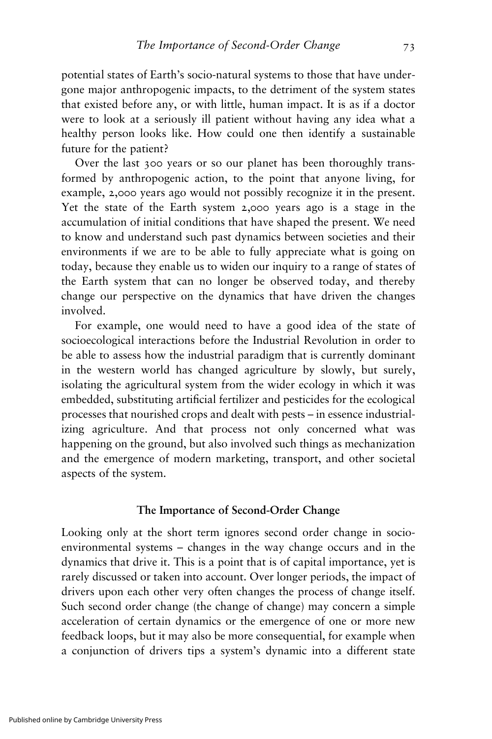potential states of Earth's socio-natural systems to those that have undergone major anthropogenic impacts, to the detriment of the system states that existed before any, or with little, human impact. It is as if a doctor were to look at a seriously ill patient without having any idea what a healthy person looks like. How could one then identify a sustainable future for the patient?

Over the last 300 years or so our planet has been thoroughly transformed by anthropogenic action, to the point that anyone living, for example, 2,000 years ago would not possibly recognize it in the present. Yet the state of the Earth system 2,000 years ago is a stage in the accumulation of initial conditions that have shaped the present. We need to know and understand such past dynamics between societies and their environments if we are to be able to fully appreciate what is going on today, because they enable us to widen our inquiry to a range of states of the Earth system that can no longer be observed today, and thereby change our perspective on the dynamics that have driven the changes involved.

For example, one would need to have a good idea of the state of socioecological interactions before the Industrial Revolution in order to be able to assess how the industrial paradigm that is currently dominant in the western world has changed agriculture by slowly, but surely, isolating the agricultural system from the wider ecology in which it was embedded, substituting artificial fertilizer and pesticides for the ecological processes that nourished crops and dealt with pests – in essence industrializing agriculture. And that process not only concerned what was happening on the ground, but also involved such things as mechanization and the emergence of modern marketing, transport, and other societal aspects of the system.

## The Importance of Second-Order Change

Looking only at the short term ignores second order change in socio-environmental systems – changes in the way change occurs and in the dynamics that drive it. This is a point that is of capital importance, yet is rarely discussed or taken into account. Over longer periods, the impact of drivers upon each other very often changes the process of change itself. Such second order change (the change of change) may concern a simple acceleration of certain dynamics or the emergence of one or more new feedback loops, but it may also be more consequential, for example when a conjunction of drivers tips a system's dynamic into a different state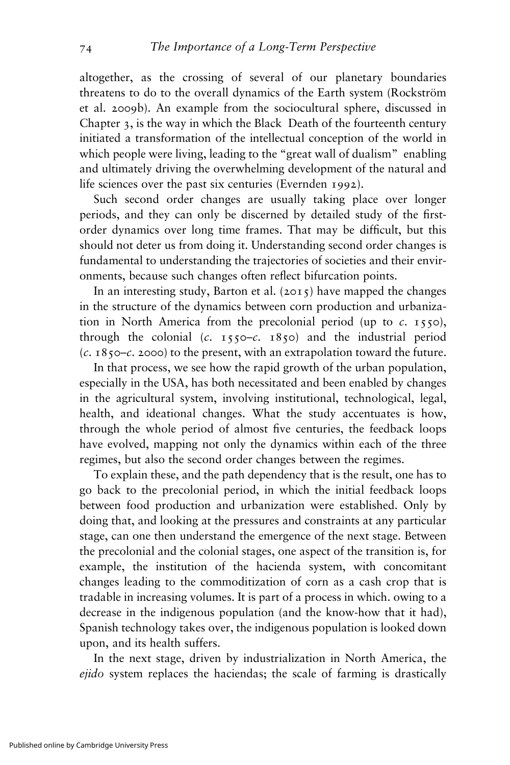altogether, as the crossing of several of our planetary boundaries threatens to do to the overall dynamics of the Earth system (Rockström et al. 2009b). An example from the sociocultural sphere, discussed in Chapter 3, is the way in which the Black Death of the fourteenth century initiated a transformation of the intellectual conception of the world in which people were living, leading to the "great wall of dualism" enabling and ultimately driving the overwhelming development of the natural and life sciences over the past six centuries (Evernden 1992).

Such second order changes are usually taking place over longer periods, and they can only be discerned by detailed study of the first-order dynamics over long time frames. That may be difficult, but this should not deter us from doing it. Understanding second order changes is fundamental to understanding the trajectories of societies and their environments, because such changes often reflect bifurcation points.

In an interesting study, Barton et al. (2015) have mapped the changes in the structure of the dynamics between corn production and urbanization in North America from the precolonial period (up to *c*. 1550), through the colonial (*c*. 1550–*c*. 1850) and the industrial period (*c*. 1850–*c*. 2000) to the present, with an extrapolation toward the future.

In that process, we see how the rapid growth of the urban population, especially in the USA, has both necessitated and been enabled by changes in the agricultural system, involving institutional, technological, legal, health, and ideational changes. What the study accentuates is how, through the whole period of almost five centuries, the feedback loops have evolved, mapping not only the dynamics within each of the three regimes, but also the second order changes between the regimes.

To explain these, and the path dependency that is the result, one has to go back to the precolonial period, in which the initial feedback loops between food production and urbanization were established. Only by doing that, and looking at the pressures and constraints at any particular stage, can one then understand the emergence of the next stage. Between the precolonial and the colonial stages, one aspect of the transition is, for example, the institution of the hacienda system, with concomitant changes leading to the commoditization of corn as a cash crop that is tradable in increasing volumes. It is part of a process in which. owing to a decrease in the indigenous population (and the know-how that it had), Spanish technology takes over, the indigenous population is looked down upon, and its health suffers.

In the next stage, driven by industrialization in North America, the *ejido* system replaces the haciendas; the scale of farming is drastically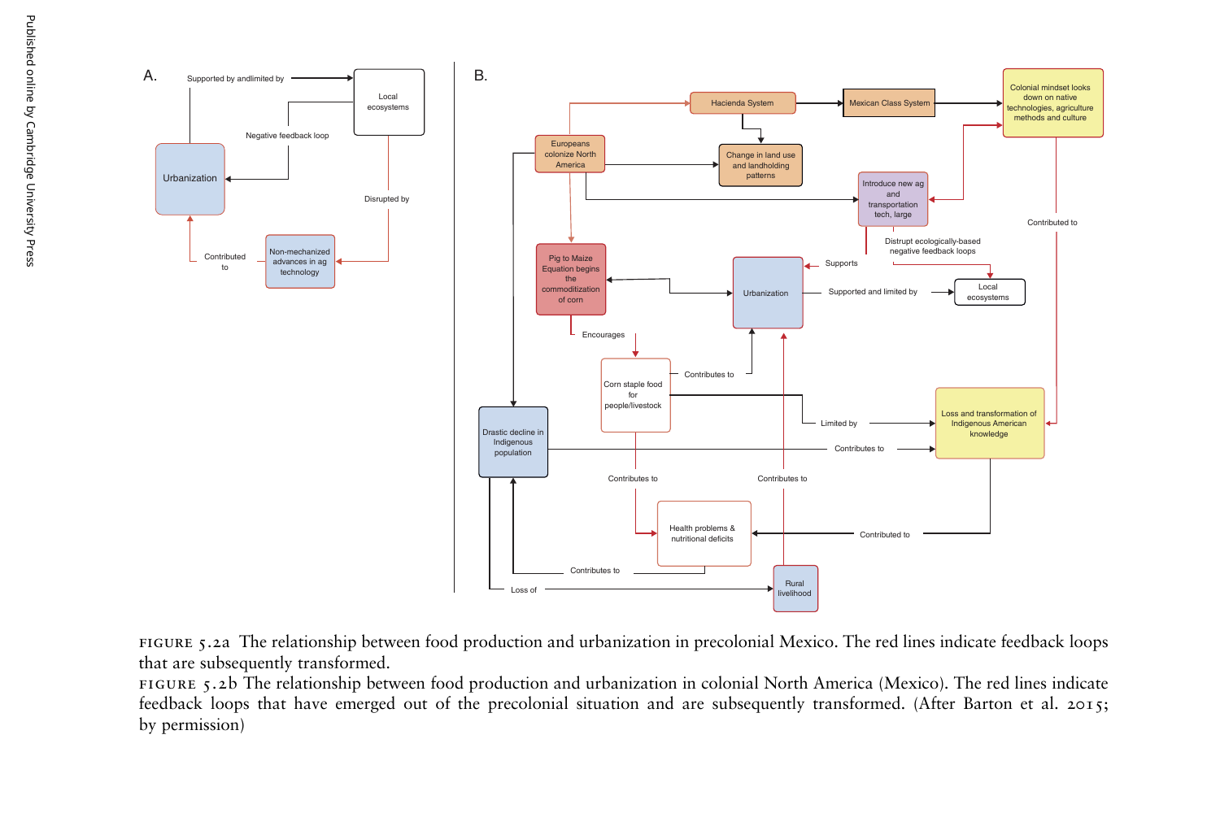FIGURE 5.2a The relationship between food production and urbanization in precolonial Mexico. The red lines indicate feedback loops that are subsequently transformed.

FIGURE 5.2b The relationship between food production and urbanization in colonial North America (Mexico). The red lines indicate feedback loops that have emerged out of the precolonial situation and are subsequently transformed. (After Barton et al. 2015; by permission)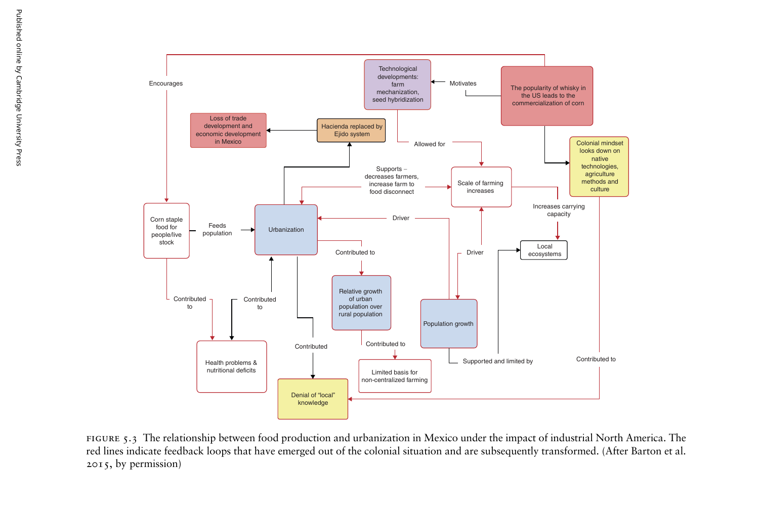Encourages

Technological developments: farm mechanization, seed hybridization

Motivates

The popularity of whisky in the US leads to the commercialization of corn

Loss of trade development and economic development in Mexico

Hacienda replaced by Ejido system

Allowed for

Colonial mindset looks down on native technologies, agriculture methods and culture

Supports – decreases farmers, increase farm to food disconnect

Scale of farming increases

Corn staple food for people/live stock

Feeds population

Urbanization

Driver

Increases carrying capacity

Local ecosystems

Contributed to

Driver

Relative growth of urban population over rural population

Population growth

Contributed to

Contributed to

Contributed

Contributed to

Supported and limited by

Contributed to

Health problems & nutritional deficits

Limited basis for non-centralized farming

Denial of "local" knowledge

FIGURE 5.3 The relationship between food production and urbanization in Mexico under the impact of industrial North America. The red lines indicate feedback loops that have emerged out of the colonial situation and are subsequently transformed. (After Barton et al. 2015, by permission)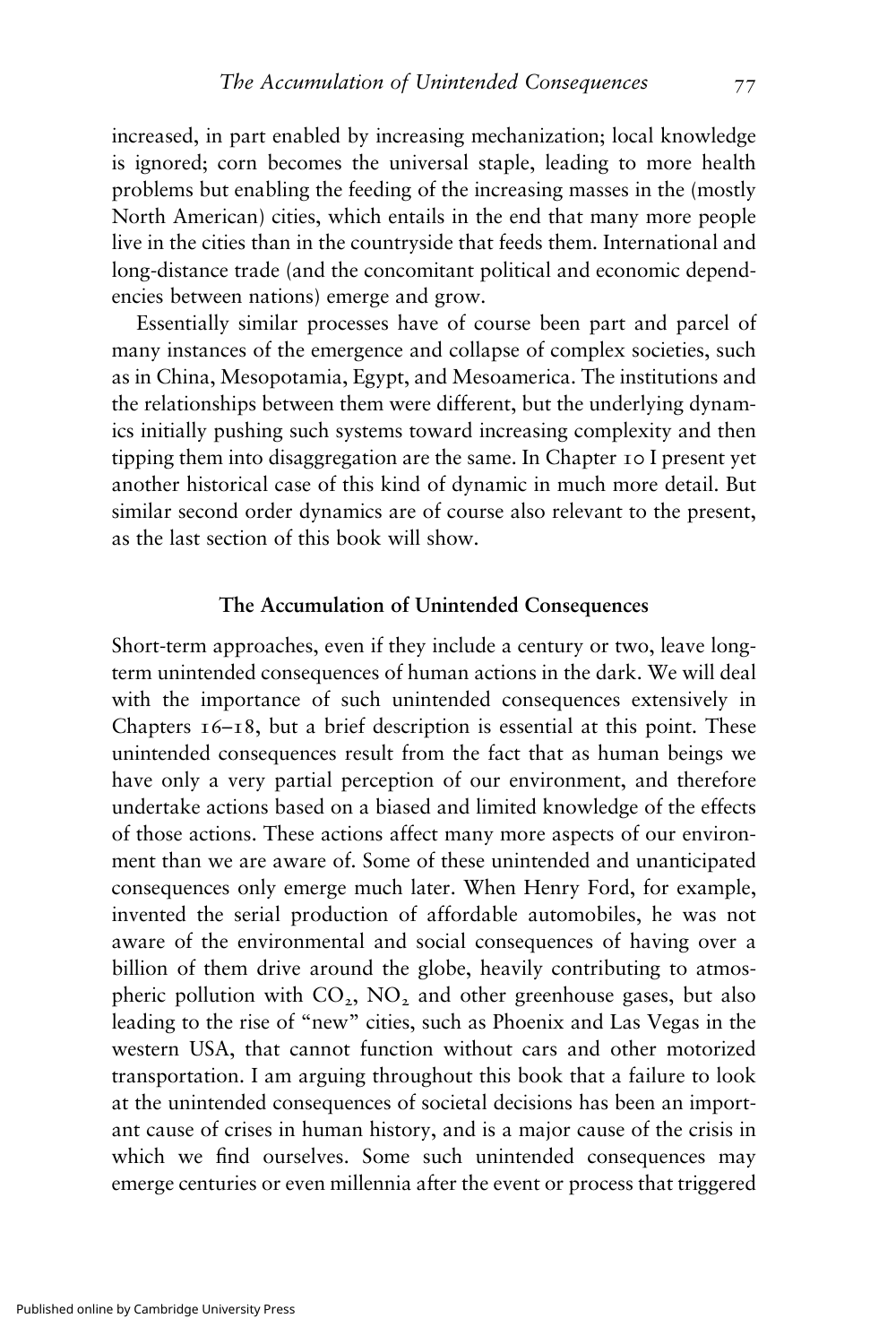increased, in part enabled by increasing mechanization; local knowledge is ignored; corn becomes the universal staple, leading to more health problems but enabling the feeding of the increasing masses in the (mostly North American) cities, which entails in the end that many more people live in the cities than in the countryside that feeds them. International and long-distance trade (and the concomitant political and economic dependencies between nations) emerge and grow.

Essentially similar processes have of course been part and parcel of many instances of the emergence and collapse of complex societies, such as in China, Mesopotamia, Egypt, and Mesoamerica. The institutions and the relationships between them were different, but the underlying dynamics initially pushing such systems toward increasing complexity and then tipping them into disaggregation are the same. In Chapter 10 I present yet another historical case of this kind of dynamic in much more detail. But similar second order dynamics are of course also relevant to the present, as the last section of this book will show.

## The Accumulation of Unintended Consequences

Short-term approaches, even if they include a century or two, leave long-term unintended consequences of human actions in the dark. We will deal with the importance of such unintended consequences extensively in Chapters 16–18, but a brief description is essential at this point. These unintended consequences result from the fact that as human beings we have only a very partial perception of our environment, and therefore undertake actions based on a biased and limited knowledge of the effects of those actions. These actions affect many more aspects of our environment than we are aware of. Some of these unintended and unanticipated consequences only emerge much later. When Henry Ford, for example, invented the serial production of affordable automobiles, he was not aware of the environmental and social consequences of having over a billion of them drive around the globe, heavily contributing to atmospheric pollution with $CO_2$, $NO_2$ and other greenhouse gases, but also leading to the rise of "new" cities, such as Phoenix and Las Vegas in the western USA, that cannot function without cars and other motorized transportation. I am arguing throughout this book that a failure to look at the unintended consequences of societal decisions has been an important cause of crises in human history, and is a major cause of the crisis in which we find ourselves. Some such unintended consequences may emerge centuries or even millennia after the event or process that triggered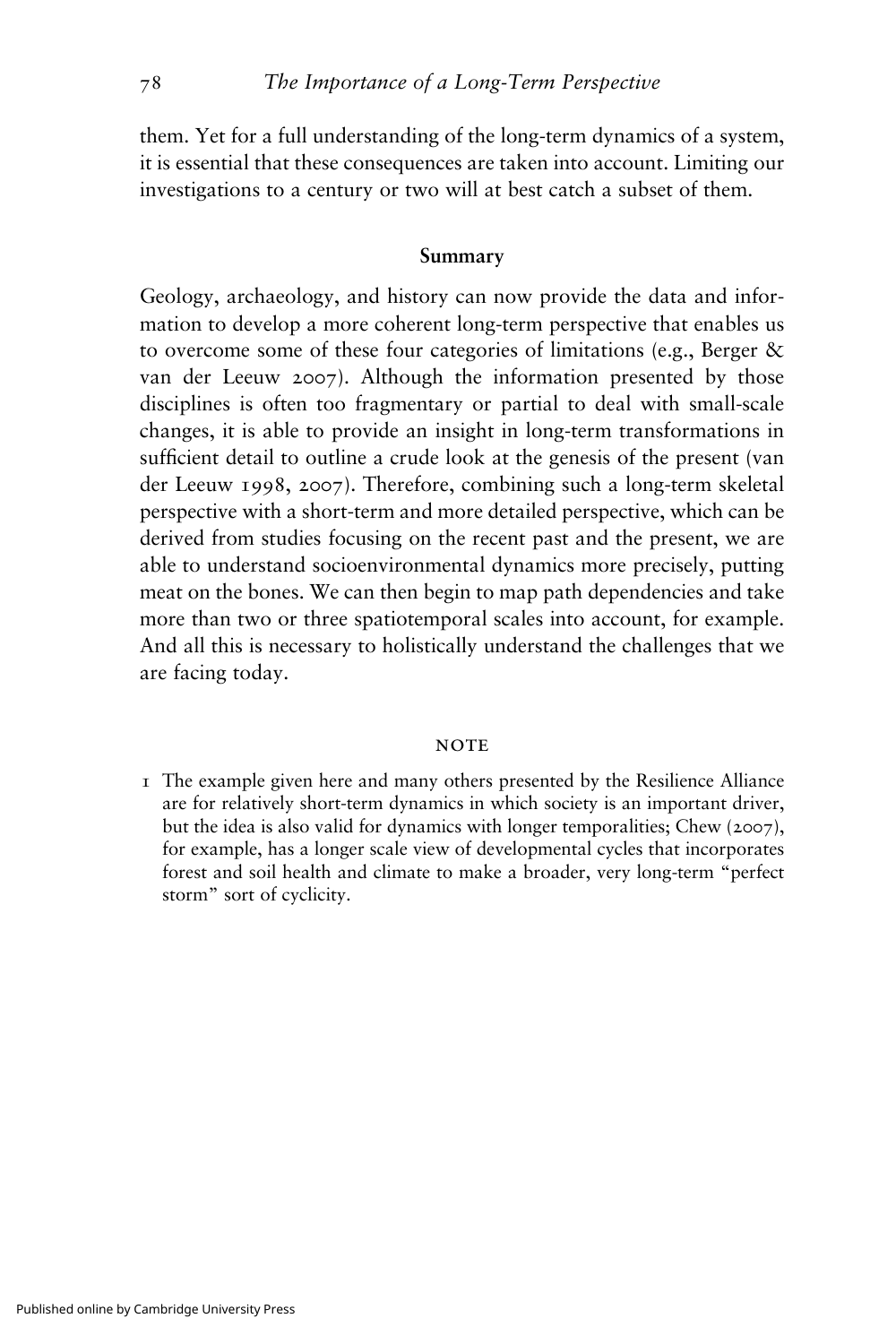them. Yet for a full understanding of the long-term dynamics of a system, it is essential that these consequences are taken into account. Limiting our investigations to a century or two will at best catch a subset of them.

## Summary

Geology, archaeology, and history can now provide the data and information to develop a more coherent long-term perspective that enables us to overcome some of these four categories of limitations (e.g., Berger & van der Leeuw 2007). Although the information presented by those disciplines is often too fragmentary or partial to deal with small-scale changes, it is able to provide an insight in long-term transformations in sufficient detail to outline a crude look at the genesis of the present (van der Leeuw 1998, 2007). Therefore, combining such a long-term skeletal perspective with a short-term and more detailed perspective, which can be derived from studies focusing on the recent past and the present, we are able to understand socioenvironmental dynamics more precisely, putting meat on the bones. We can then begin to map path dependencies and take more than two or three spatiotemporal scales into account, for example. And all this is necessary to holistically understand the challenges that we are facing today.

### NOTE

1 The example given here and many others presented by the Resilience Alliance are for relatively short-term dynamics in which society is an important driver, but the idea is also valid for dynamics with longer temporalities; Chew (2007), for example, has a longer scale view of developmental cycles that incorporates forest and soil health and climate to make a broader, very long-term "perfect storm" sort of cyclicity.